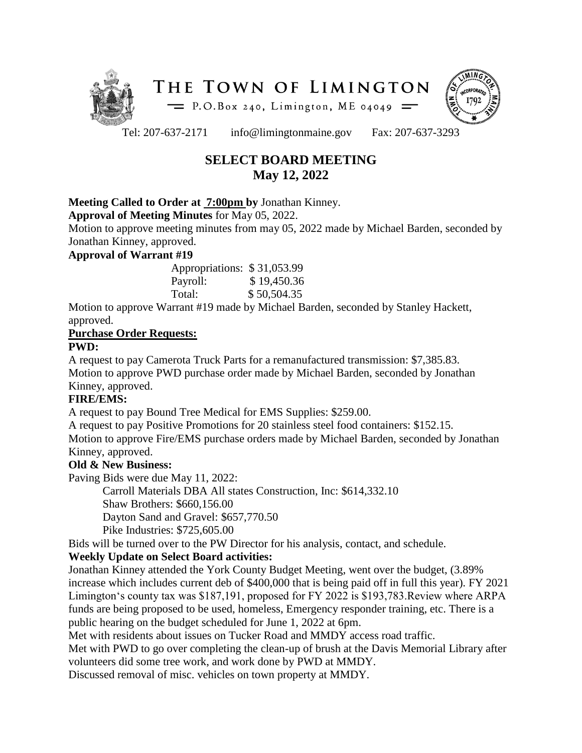# THE TOWN OF LIMINGTON

P.O.Box 240, Limington, ME 04049

Tel: 207-637-2171 info@limingtonmaine.gov Fax: 207-637-3293

## SELECT BOARD MEETING
## May 12, 2022

**Meeting Called to Order at 7:00pm by** Jonathan Kinney.

**Approval of Meeting Minutes** for May 05, 2022.

Motion to approve meeting minutes from may 05, 2022 made by Michael Barden, seconded by Jonathan Kinney, approved.

**Approval of Warrant #19**

| | |
|---|---|
| Appropriations: | $ 31,053.99 |
| Payroll: | $ 19,450.36 |
| Total: | $ 50,504.35 |

Motion to approve Warrant #19 made by Michael Barden, seconded by Stanley Hackett, approved.

**Purchase Order Requests:**

**PWD:**

A request to pay Camerota Truck Parts for a remanufactured transmission: $7,385.83.

Motion to approve PWD purchase order made by Michael Barden, seconded by Jonathan Kinney, approved.

**FIRE/EMS:**

A request to pay Bound Tree Medical for EMS Supplies: $259.00.

A request to pay Positive Promotions for 20 stainless steel food containers: $152.15.

Motion to approve Fire/EMS purchase orders made by Michael Barden, seconded by Jonathan Kinney, approved.

**Old & New Business:**

Paving Bids were due May 11, 2022:

- Carroll Materials DBA All states Construction, Inc: $614,332.10
- Shaw Brothers: $660,156.00
- Dayton Sand and Gravel: $657,770.50
- Pike Industries: $725,605.00

Bids will be turned over to the PW Director for his analysis, contact, and schedule.

**Weekly Update on Select Board activities:**

Jonathan Kinney attended the York County Budget Meeting, went over the budget, (3.89% increase which includes current deb of $400,000 that is being paid off in full this year). FY 2021 Limington's county tax was $187,191, proposed for FY 2022 is $193,783.Review where ARPA funds are being proposed to be used, homeless, Emergency responder training, etc. There is a public hearing on the budget scheduled for June 1, 2022 at 6pm.

Met with residents about issues on Tucker Road and MMDY access road traffic.

Met with PWD to go over completing the clean-up of brush at the Davis Memorial Library after volunteers did some tree work, and work done by PWD at MMDY.

Discussed removal of misc. vehicles on town property at MMDY.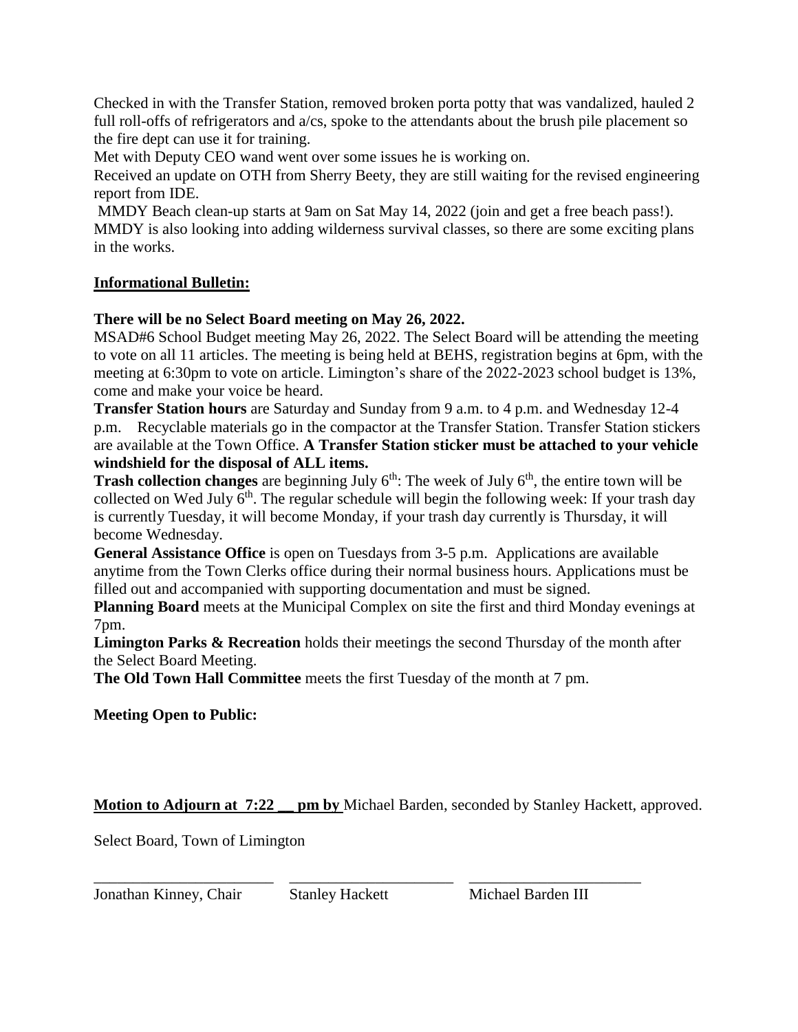Checked in with the Transfer Station, removed broken porta potty that was vandalized, hauled 2 full roll-offs of refrigerators and a/cs, spoke to the attendants about the brush pile placement so the fire dept can use it for training.

Met with Deputy CEO wand went over some issues he is working on.

Received an update on OTH from Sherry Beety, they are still waiting for the revised engineering report from IDE.

MMDY Beach clean-up starts at 9am on Sat May 14, 2022 (join and get a free beach pass!). MMDY is also looking into adding wilderness survival classes, so there are some exciting plans in the works.

**Informational Bulletin:**

**There will be no Select Board meeting on May 26, 2022.**

MSAD#6 School Budget meeting May 26, 2022. The Select Board will be attending the meeting to vote on all 11 articles. The meeting is being held at BEHS, registration begins at 6pm, with the meeting at 6:30pm to vote on article. Limington's share of the 2022-2023 school budget is 13%, come and make your voice be heard.

**Transfer Station hours** are Saturday and Sunday from 9 a.m. to 4 p.m. and Wednesday 12-4 p.m. Recyclable materials go in the compactor at the Transfer Station. Transfer Station stickers are available at the Town Office. **A Transfer Station sticker must be attached to your vehicle windshield for the disposal of ALL items.**

**Trash collection changes** are beginning July 6th: The week of July 6th, the entire town will be collected on Wed July 6th. The regular schedule will begin the following week: If your trash day is currently Tuesday, it will become Monday, if your trash day currently is Thursday, it will become Wednesday.

**General Assistance Office** is open on Tuesdays from 3-5 p.m. Applications are available anytime from the Town Clerks office during their normal business hours. Applications must be filled out and accompanied with supporting documentation and must be signed.

**Planning Board** meets at the Municipal Complex on site the first and third Monday evenings at 7pm.

**Limington Parks & Recreation** holds their meetings the second Thursday of the month after the Select Board Meeting.

**The Old Town Hall Committee** meets the first Tuesday of the month at 7 pm.

**Meeting Open to Public:**

**Motion to Adjourn at 7:22 __ pm by** Michael Barden, seconded by Stanley Hackett, approved.

Select Board, Town of Limington

_______________________ _______________________ _______________________

Jonathan Kinney, Chair Stanley Hackett Michael Barden III